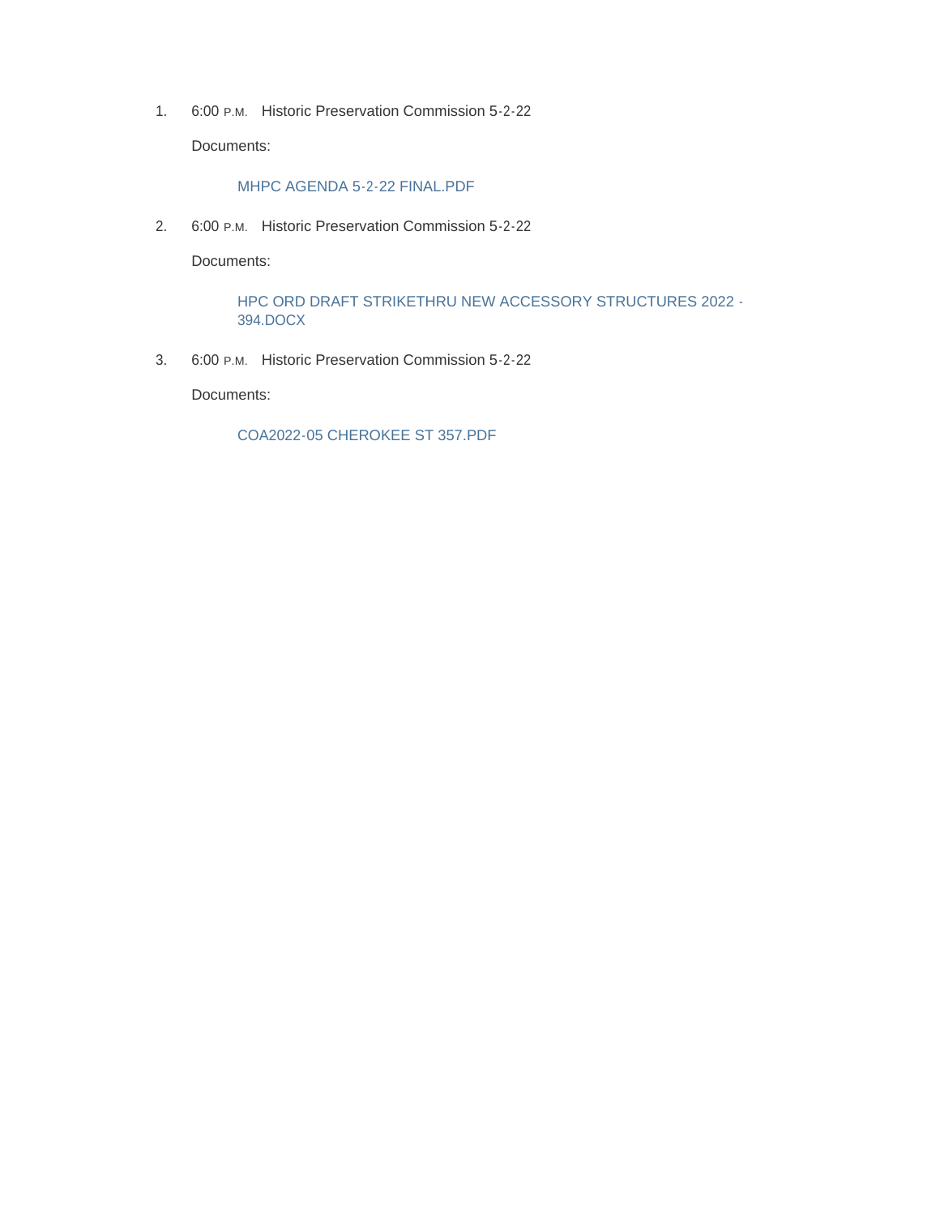1. 6:00 P.M. Historic Preservation Commission 5-2-22

   Documents:

   MHPC AGENDA 5-2-22 FINAL.PDF

2. 6:00 P.M. Historic Preservation Commission 5-2-22

   Documents:

   HPC ORD DRAFT STRIKETHRU NEW ACCESSORY STRUCTURES 2022 - 394.DOCX

3. 6:00 P.M. Historic Preservation Commission 5-2-22

   Documents:

   COA2022-05 CHEROKEE ST 357.PDF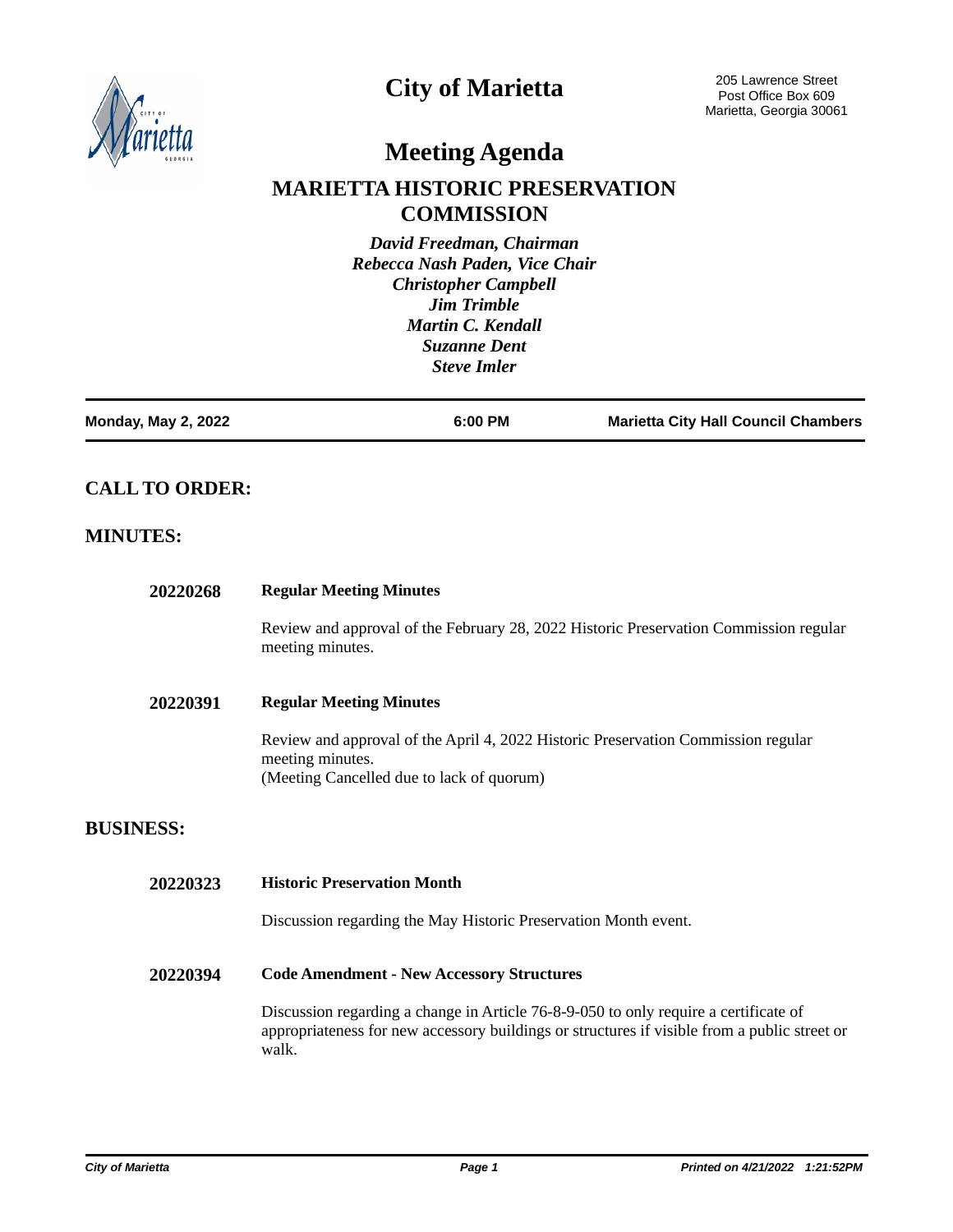# City of Marietta

205 Lawrence Street
Post Office Box 609
Marietta, Georgia 30061

# Meeting Agenda

## MARIETTA HISTORIC PRESERVATION COMMISSION

*David Freedman, Chairman*
*Rebecca Nash Paden, Vice Chair*
*Christopher Campbell*
*Jim Trimble*
*Martin C. Kendall*
*Suzanne Dent*
*Steve Imler*

| Monday, May 2, 2022 | 6:00 PM | Marietta City Hall Council Chambers |
|---|---|---|

## CALL TO ORDER:

## MINUTES:

**20220268** **Regular Meeting Minutes**

Review and approval of the February 28, 2022 Historic Preservation Commission regular meeting minutes.

**20220391** **Regular Meeting Minutes**

Review and approval of the April 4, 2022 Historic Preservation Commission regular meeting minutes.
(Meeting Cancelled due to lack of quorum)

## BUSINESS:

**20220323** **Historic Preservation Month**

Discussion regarding the May Historic Preservation Month event.

**20220394** **Code Amendment - New Accessory Structures**

Discussion regarding a change in Article 76-8-9-050 to only require a certificate of appropriateness for new accessory buildings or structures if visible from a public street or walk.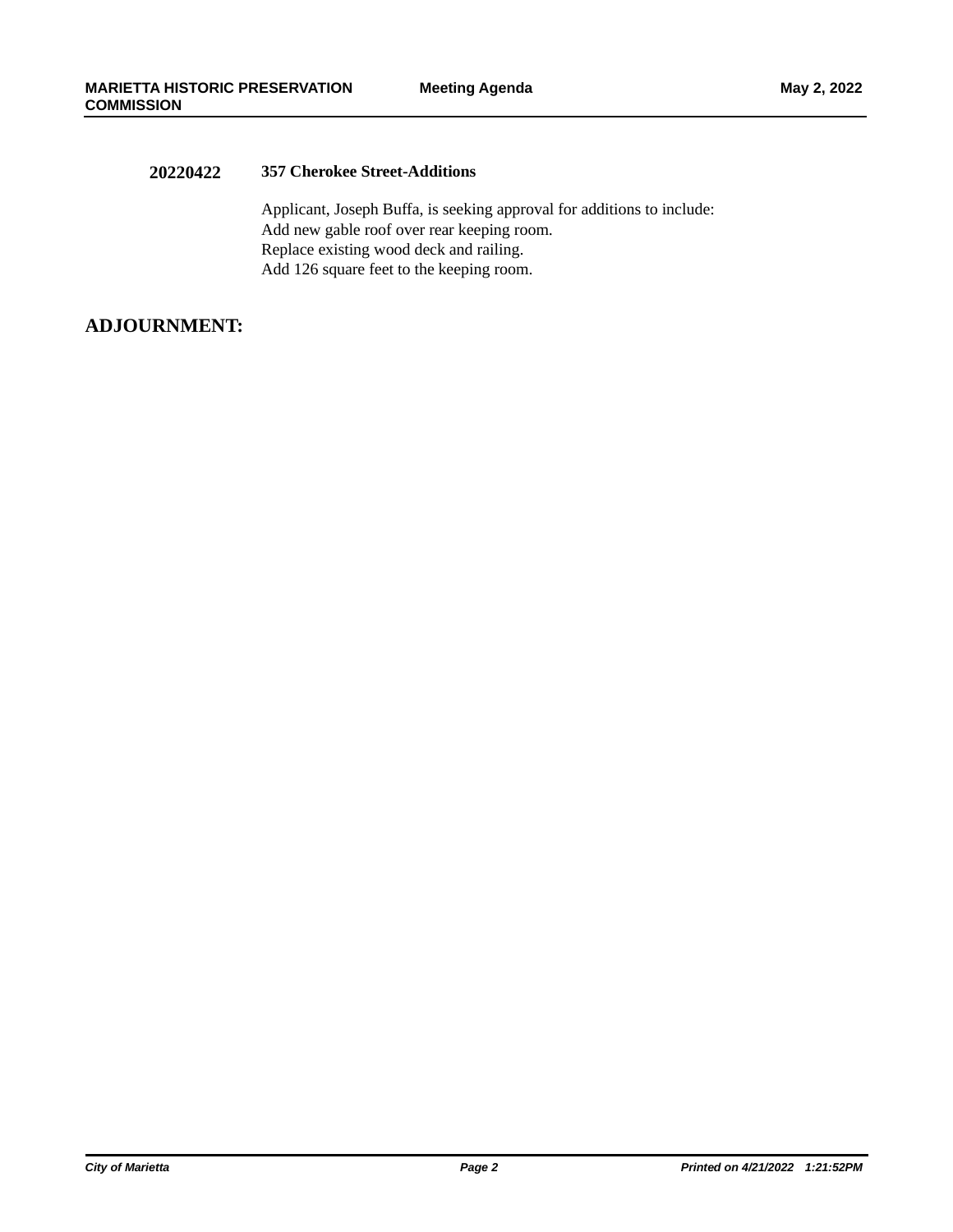**20220422** **357 Cherokee Street-Additions**

Applicant, Joseph Buffa, is seeking approval for additions to include:
Add new gable roof over rear keeping room.
Replace existing wood deck and railing.
Add 126 square feet to the keeping room.

## ADJOURNMENT: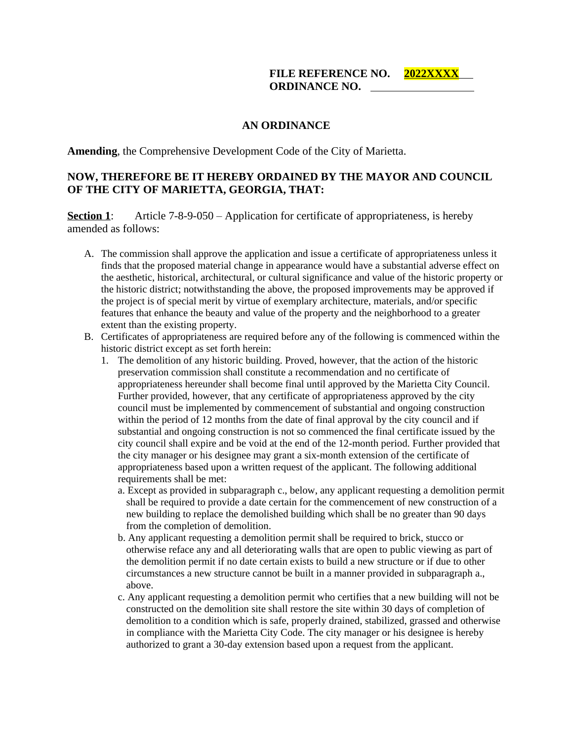**FILE REFERENCE NO. 2022XXXX**
**ORDINANCE NO. \_\_\_\_\_\_\_\_\_\_\_\_\_\_\_\_\_\_**

## AN ORDINANCE

**Amending**, the Comprehensive Development Code of the City of Marietta.

**NOW, THEREFORE BE IT HEREBY ORDAINED BY THE MAYOR AND COUNCIL OF THE CITY OF MARIETTA, GEORGIA, THAT:**

**Section 1**: Article 7-8-9-050 – Application for certificate of appropriateness, is hereby amended as follows:

A. The commission shall approve the application and issue a certificate of appropriateness unless it finds that the proposed material change in appearance would have a substantial adverse effect on the aesthetic, historical, architectural, or cultural significance and value of the historic property or the historic district; notwithstanding the above, the proposed improvements may be approved if the project is of special merit by virtue of exemplary architecture, materials, and/or specific features that enhance the beauty and value of the property and the neighborhood to a greater extent than the existing property.

B. Certificates of appropriateness are required before any of the following is commenced within the historic district except as set forth herein:

1. The demolition of any historic building. Proved, however, that the action of the historic preservation commission shall constitute a recommendation and no certificate of appropriateness hereunder shall become final until approved by the Marietta City Council. Further provided, however, that any certificate of appropriateness approved by the city council must be implemented by commencement of substantial and ongoing construction within the period of 12 months from the date of final approval by the city council and if substantial and ongoing construction is not so commenced the final certificate issued by the city council shall expire and be void at the end of the 12-month period. Further provided that the city manager or his designee may grant a six-month extension of the certificate of appropriateness based upon a written request of the applicant. The following additional requirements shall be met:
   - a. Except as provided in subparagraph c., below, any applicant requesting a demolition permit shall be required to provide a date certain for the commencement of new construction of a new building to replace the demolished building which shall be no greater than 90 days from the completion of demolition.
   - b. Any applicant requesting a demolition permit shall be required to brick, stucco or otherwise reface any and all deteriorating walls that are open to public viewing as part of the demolition permit if no date certain exists to build a new structure or if due to other circumstances a new structure cannot be built in a manner provided in subparagraph a., above.
   - c. Any applicant requesting a demolition permit who certifies that a new building will not be constructed on the demolition site shall restore the site within 30 days of completion of demolition to a condition which is safe, properly drained, stabilized, grassed and otherwise in compliance with the Marietta City Code. The city manager or his designee is hereby authorized to grant a 30-day extension based upon a request from the applicant.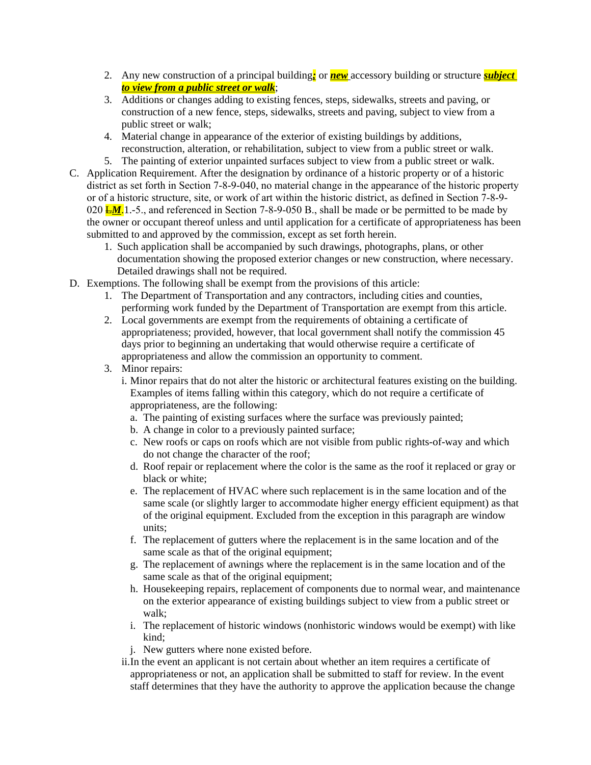2. Any new construction of a principal building***;*** or ***new*** accessory building or structure ***subject to view from a public street or walk***;
3. Additions or changes adding to existing fences, steps, sidewalks, streets and paving, or construction of a new fence, steps, sidewalks, streets and paving, subject to view from a public street or walk;
4. Material change in appearance of the exterior of existing buildings by additions, reconstruction, alteration, or rehabilitation, subject to view from a public street or walk.
5. The painting of exterior unpainted surfaces subject to view from a public street or walk.

C. Application Requirement. After the designation by ordinance of a historic property or of a historic district as set forth in Section 7-8-9-040, no material change in the appearance of the historic property or of a historic structure, site, or work of art within the historic district, as defined in Section 7-8-9-020 ~~L~~***M***.1.-5., and referenced in Section 7-8-9-050 B., shall be made or be permitted to be made by the owner or occupant thereof unless and until application for a certificate of appropriateness has been submitted to and approved by the commission, except as set forth herein.

   1. Such application shall be accompanied by such drawings, photographs, plans, or other documentation showing the proposed exterior changes or new construction, where necessary. Detailed drawings shall not be required.

D. Exemptions. The following shall be exempt from the provisions of this article:

   1. The Department of Transportation and any contractors, including cities and counties, performing work funded by the Department of Transportation are exempt from this article.
   2. Local governments are exempt from the requirements of obtaining a certificate of appropriateness; provided, however, that local government shall notify the commission 45 days prior to beginning an undertaking that would otherwise require a certificate of appropriateness and allow the commission an opportunity to comment.
   3. Minor repairs:

      i. Minor repairs that do not alter the historic or architectural features existing on the building. Examples of items falling within this category, which do not require a certificate of appropriateness, are the following:

         a. The painting of existing surfaces where the surface was previously painted;
         b. A change in color to a previously painted surface;
         c. New roofs or caps on roofs which are not visible from public rights-of-way and which do not change the character of the roof;
         d. Roof repair or replacement where the color is the same as the roof it replaced or gray or black or white;
         e. The replacement of HVAC where such replacement is in the same location and of the same scale (or slightly larger to accommodate higher energy efficient equipment) as that of the original equipment. Excluded from the exception in this paragraph are window units;
         f. The replacement of gutters where the replacement is in the same location and of the same scale as that of the original equipment;
         g. The replacement of awnings where the replacement is in the same location and of the same scale as that of the original equipment;
         h. Housekeeping repairs, replacement of components due to normal wear, and maintenance on the exterior appearance of existing buildings subject to view from a public street or walk;
         i. The replacement of historic windows (nonhistoric windows would be exempt) with like kind;
         j. New gutters where none existed before.

      ii. In the event an applicant is not certain about whether an item requires a certificate of appropriateness or not, an application shall be submitted to staff for review. In the event staff determines that they have the authority to approve the application because the change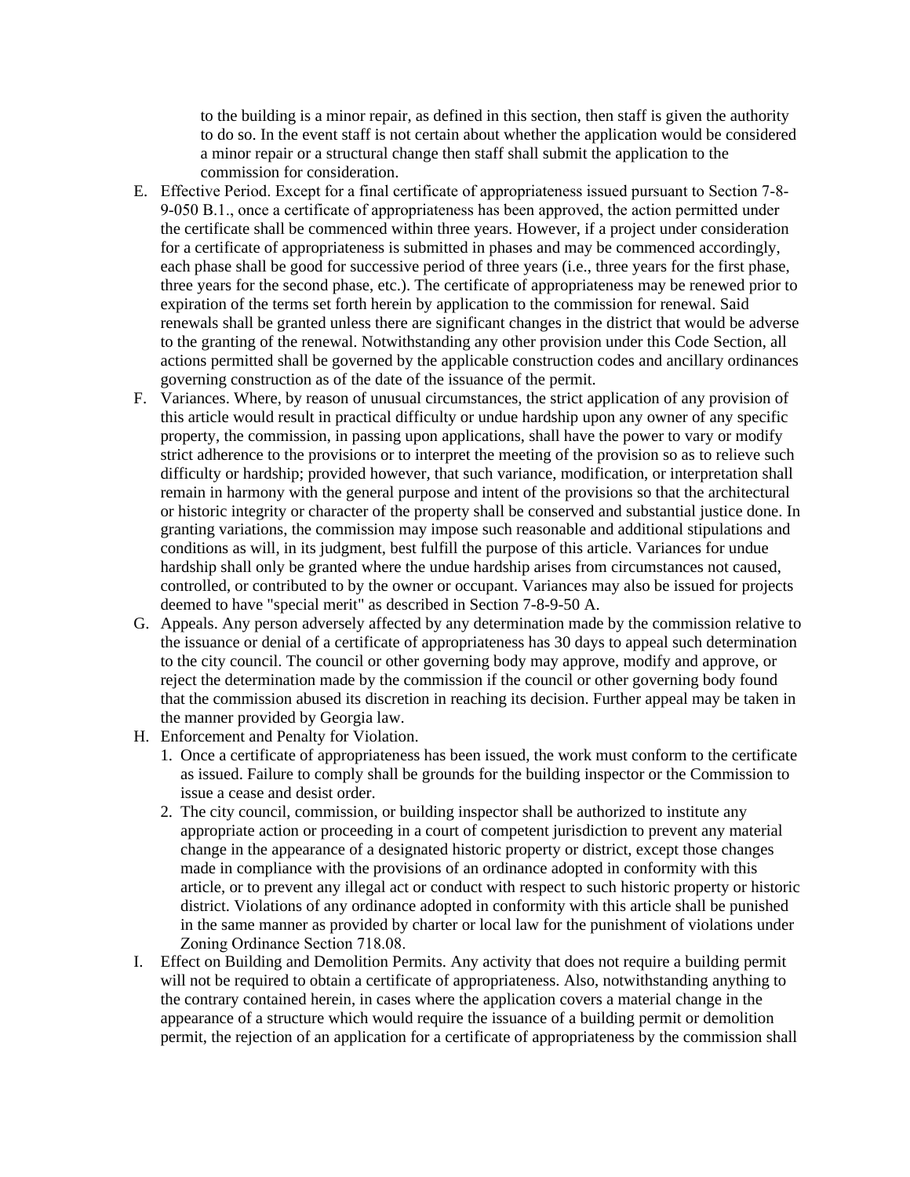to the building is a minor repair, as defined in this section, then staff is given the authority to do so. In the event staff is not certain about whether the application would be considered a minor repair or a structural change then staff shall submit the application to the commission for consideration.

E. Effective Period. Except for a final certificate of appropriateness issued pursuant to Section 7-8-9-050 B.1., once a certificate of appropriateness has been approved, the action permitted under the certificate shall be commenced within three years. However, if a project under consideration for a certificate of appropriateness is submitted in phases and may be commenced accordingly, each phase shall be good for successive period of three years (i.e., three years for the first phase, three years for the second phase, etc.). The certificate of appropriateness may be renewed prior to expiration of the terms set forth herein by application to the commission for renewal. Said renewals shall be granted unless there are significant changes in the district that would be adverse to the granting of the renewal. Notwithstanding any other provision under this Code Section, all actions permitted shall be governed by the applicable construction codes and ancillary ordinances governing construction as of the date of the issuance of the permit.
F. Variances. Where, by reason of unusual circumstances, the strict application of any provision of this article would result in practical difficulty or undue hardship upon any owner of any specific property, the commission, in passing upon applications, shall have the power to vary or modify strict adherence to the provisions or to interpret the meeting of the provision so as to relieve such difficulty or hardship; provided however, that such variance, modification, or interpretation shall remain in harmony with the general purpose and intent of the provisions so that the architectural or historic integrity or character of the property shall be conserved and substantial justice done. In granting variations, the commission may impose such reasonable and additional stipulations and conditions as will, in its judgment, best fulfill the purpose of this article. Variances for undue hardship shall only be granted where the undue hardship arises from circumstances not caused, controlled, or contributed to by the owner or occupant. Variances may also be issued for projects deemed to have "special merit" as described in Section 7-8-9-50 A.
G. Appeals. Any person adversely affected by any determination made by the commission relative to the issuance or denial of a certificate of appropriateness has 30 days to appeal such determination to the city council. The council or other governing body may approve, modify and approve, or reject the determination made by the commission if the council or other governing body found that the commission abused its discretion in reaching its decision. Further appeal may be taken in the manner provided by Georgia law.
H. Enforcement and Penalty for Violation.
   1. Once a certificate of appropriateness has been issued, the work must conform to the certificate as issued. Failure to comply shall be grounds for the building inspector or the Commission to issue a cease and desist order.
   2. The city council, commission, or building inspector shall be authorized to institute any appropriate action or proceeding in a court of competent jurisdiction to prevent any material change in the appearance of a designated historic property or district, except those changes made in compliance with the provisions of an ordinance adopted in conformity with this article, or to prevent any illegal act or conduct with respect to such historic property or historic district. Violations of any ordinance adopted in conformity with this article shall be punished in the same manner as provided by charter or local law for the punishment of violations under Zoning Ordinance Section 718.08.
I. Effect on Building and Demolition Permits. Any activity that does not require a building permit will not be required to obtain a certificate of appropriateness. Also, notwithstanding anything to the contrary contained herein, in cases where the application covers a material change in the appearance of a structure which would require the issuance of a building permit or demolition permit, the rejection of an application for a certificate of appropriateness by the commission shall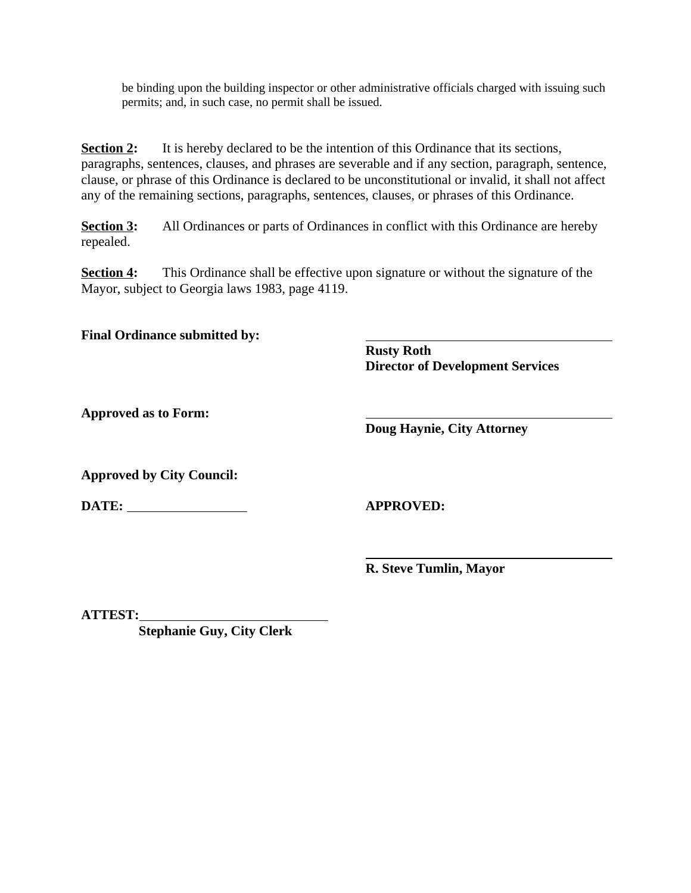be binding upon the building inspector or other administrative officials charged with issuing such permits; and, in such case, no permit shall be issued.

**<u>Section 2</u>:** It is hereby declared to be the intention of this Ordinance that its sections, paragraphs, sentences, clauses, and phrases are severable and if any section, paragraph, sentence, clause, or phrase of this Ordinance is declared to be unconstitutional or invalid, it shall not affect any of the remaining sections, paragraphs, sentences, clauses, or phrases of this Ordinance.

**<u>Section 3</u>:** All Ordinances or parts of Ordinances in conflict with this Ordinance are hereby repealed.

**<u>Section 4</u>:** This Ordinance shall be effective upon signature or without the signature of the Mayor, subject to Georgia laws 1983, page 4119.

**Final Ordinance submitted by:**

\_\_\_\_\_\_\_\_\_\_\_\_\_\_\_\_\_\_\_\_\_\_\_\_\_\_\_\_\_\_
**Rusty Roth**
**Director of Development Services**

**Approved as to Form:**

\_\_\_\_\_\_\_\_\_\_\_\_\_\_\_\_\_\_\_\_\_\_\_\_\_\_\_\_\_\_
**Doug Haynie, City Attorney**

**Approved by City Council:**

**DATE:** \_\_\_\_\_\_\_\_\_\_\_\_\_\_\_\_

**APPROVED:**

\_\_\_\_\_\_\_\_\_\_\_\_\_\_\_\_\_\_\_\_\_\_\_\_\_\_\_\_\_\_
**R. Steve Tumlin, Mayor**

**ATTEST:** \_\_\_\_\_\_\_\_\_\_\_\_\_\_\_\_\_\_\_\_\_\_\_\_
**Stephanie Guy, City Clerk**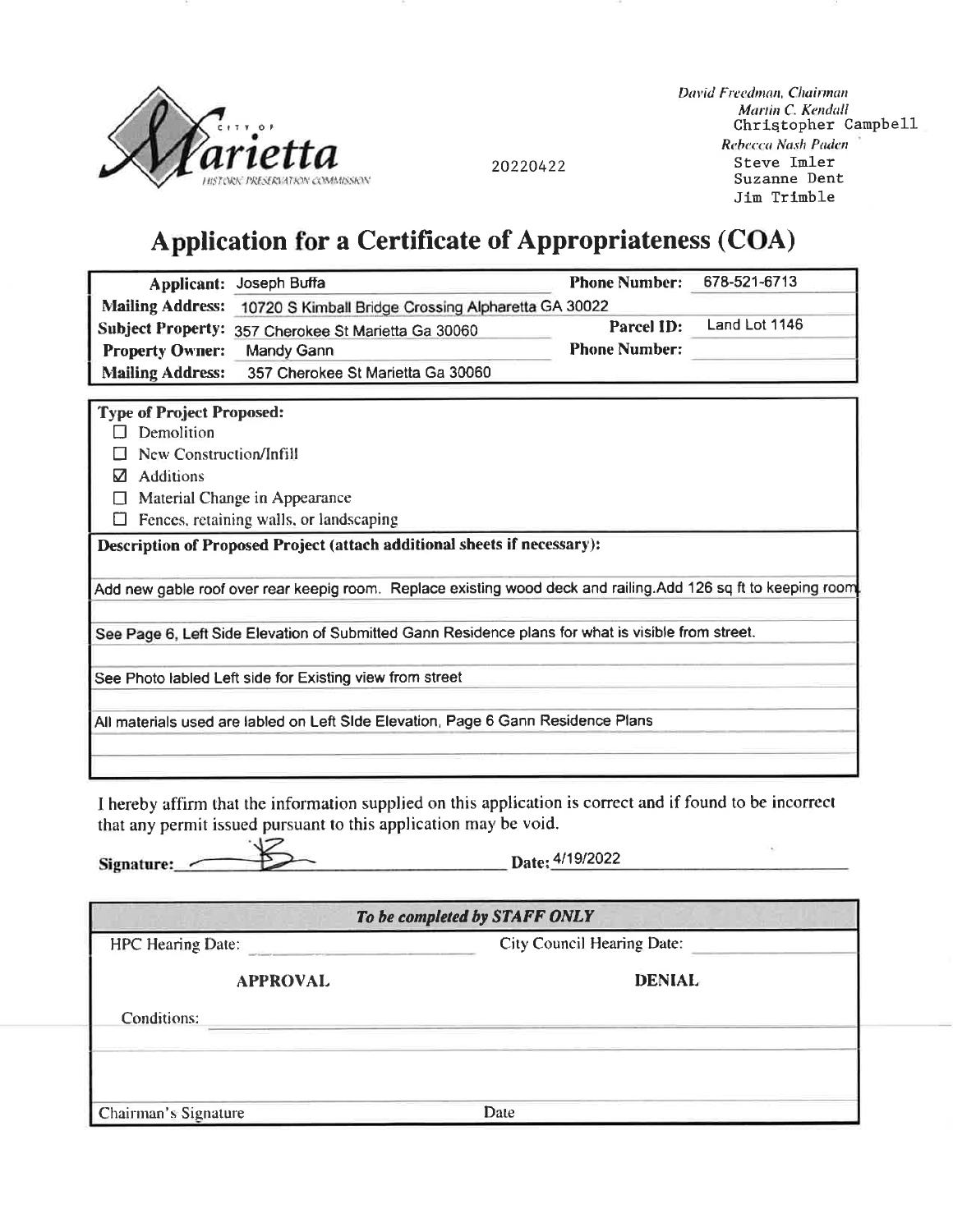City of Marietta Historic Preservation Commission

20220422

*David Freedman, Chairman*
*Martin C. Kendall*
Christopher Campbell
*Rebecca Nash Paden*
Steve Imler
Suzanne Dent
Jim Trimble

# Application for a Certificate of Appropriateness (COA)

| | | | |
|---|---|---|---|
| **Applicant:** | Joseph Buffa | **Phone Number:** | 678-521-6713 |
| **Mailing Address:** | 10720 S Kimball Bridge Crossing Alpharetta GA 30022 | | |
| **Subject Property:** | 357 Cherokee St Marietta Ga 30060 | **Parcel ID:** | Land Lot 1146 |
| **Property Owner:** | Mandy Gann | **Phone Number:** | |
| **Mailing Address:** | 357 Cherokee St Marietta Ga 30060 | | |

**Type of Project Proposed:**

- ☐ Demolition
- ☐ New Construction/Infill
- ☑ Additions
- ☐ Material Change in Appearance
- ☐ Fences, retaining walls, or landscaping

**Description of Proposed Project (attach additional sheets if necessary):**

Add new gable roof over rear keepig room. Replace existing wood deck and railing.Add 126 sq ft to keeping room.

See Page 6, Left Side Elevation of Submitted Gann Residence plans for what is visible from street.

See Photo labled Left side for Existing view from street

All materials used are labled on Left SIde Elevation, Page 6 Gann Residence Plans

I hereby affirm that the information supplied on this application is correct and if found to be incorrect that any permit issued pursuant to this application may be void.

**Signature:** ____________________ **Date:** 4/19/2022

| *To be completed by STAFF ONLY* | |
|---|---|
| HPC Hearing Date: | City Council Hearing Date: |
| **APPROVAL** | **DENIAL** |
| Conditions: | |
| | |
| Chairman's Signature | Date |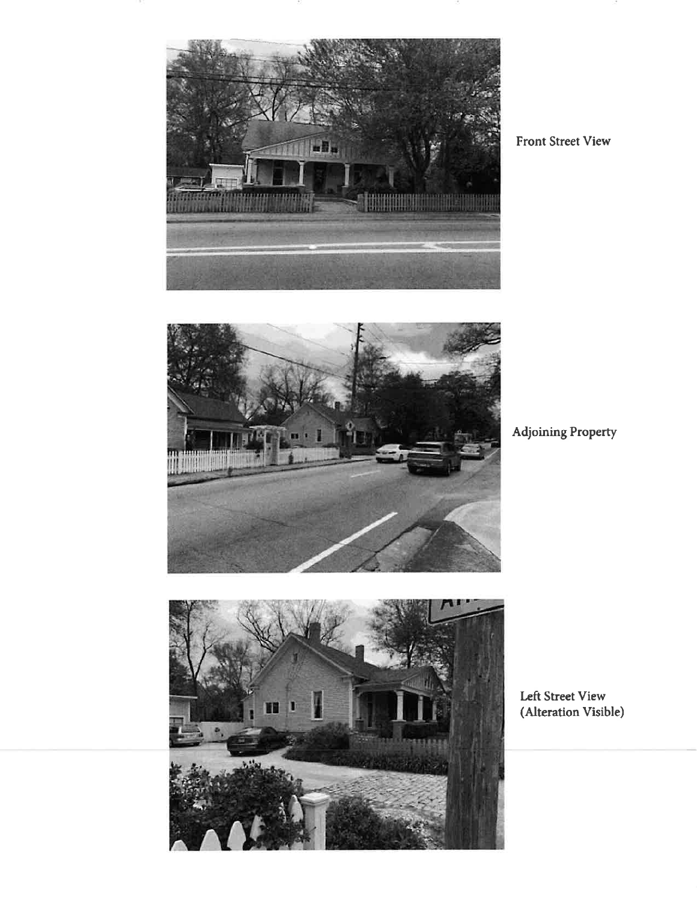Front Street View

Adjoining Property

Left Street View
(Alteration Visible)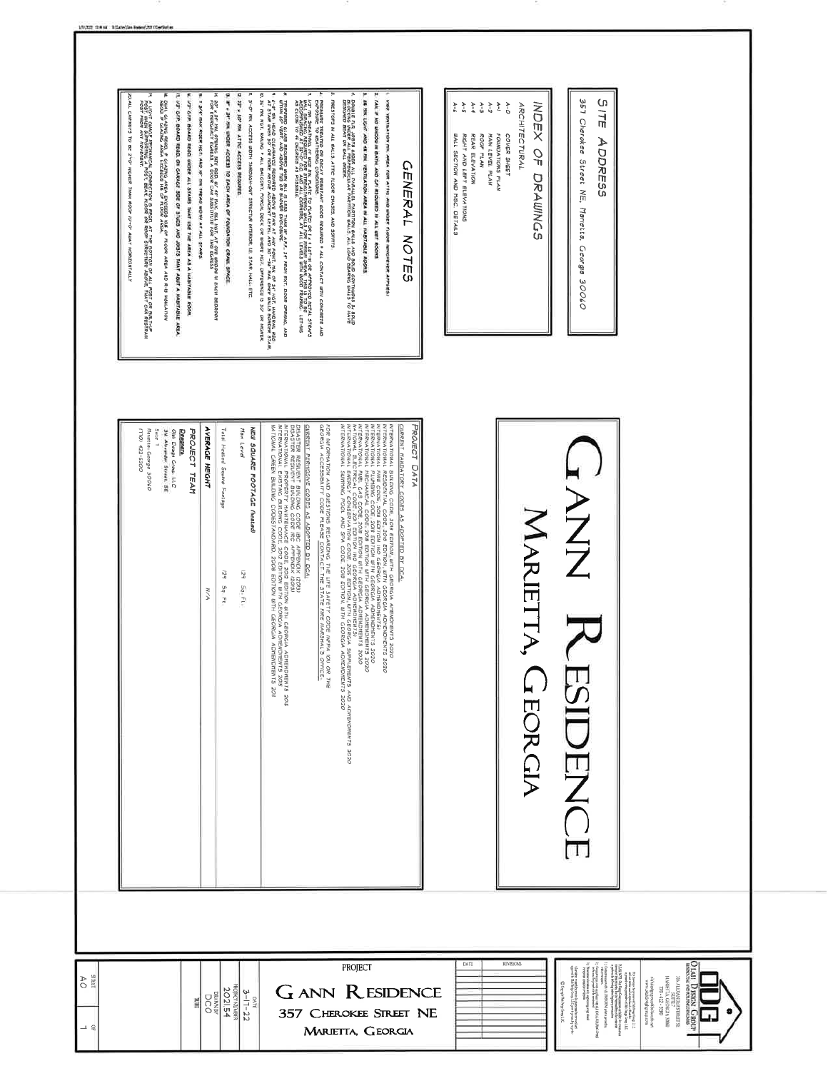# SITE ADDRESS

357 Cherokee Street NE, Marietta, Georgia 30060

## INDEX OF DRAWINGS

### ARCHITECTURAL

| | |
|---|---|
| A-0 | COVER SHEET |
| A-1 | FOUNDATION PLAN |
| A-2 | MAIN LEVEL PLAN |
| A-3 | ROOF PLAN |
| A-4 | REAR ELEVATION |
| A-5 | RIGHT AND LEFT ELEVATIONS |
| A-6 | WALL SECTION AND MISC. DETAILS |

## GENERAL NOTES

1. VENT VENTILATION MIN. AREA FOR ATTIC AND UNDER FLOOR (WHICHEVER APPLIES)
2. FAN IF NO WINDOW IN BATH AND CFI REQUIRED IN ALL WET ROOMS
3. 8% MIN. LIGHT AND 4% MIN. VENTILATION AREA IN ALL HABITABLE ROOMS.
4. DOUBLE FLR. JOISTS UNDER ALL PARALLEL PARTITION WALLS AND SOLID CONTINUOUS TO SOLID BEARING ... ALL LOAD BEARING WALLS TO HAVE ... BEAM OR WALL UNDER.
5. FIRESTOPS IN ALL WALLS, ATTIC FLOOR CHASES, AND SOFFITS
6. PRESSURE TREATED OR DECAY RESISTANT GOOD REQUIRED @ ALL CONTACT WITH CONCRETE AND EXPOSURE TO WEATHERING CONDITIONS
7. ... WALL BRACING ... AS CLOSE TO 45 DEGREES AS POSSIBLE.
8. TEMPERED GLASS REQUIRED WHEN ...
9. 6'-8" MIN. HEAD CLEARANCE REQUIRED ABOVE STAIR AT ANY POINT, MIN. OF 34" VERT. HANDRAIL REQ. ...
10. 36" MIN. HGT. RAILING @ ALL BALCONY, PORCH, DECK OR WHERE HGT. DIFFERENCE IS 30" OR HIGHER.
11. 3'-0" MIN. ACCESS WIDTH THROUGH-OUT STRUCTURE INTERIOR, I.E. STAIR, HALL ETC.
12. 22" x 30" MIN. ATTIC ACCESS REQUIRED.
13. 18" x 24" MIN. UNDER ACCESS TO EACH AREA OF FOUNDATION CRAWL SPACE.
14. ... FOR EMERGENCY EGRESS ... IN EACH BEDROOM ...
15. 1 3/4" MAX RISER HGT. AND 9" MIN TREAD WIDTH AT ALL STAIRS.
16. 1/2" G.W.B. BOARD REQD. UNDER ALL STAIRS THAT USE THE AREA AS A HABITABLE ROOM.
17. 1/2" G.W.B. BOARD REQD. ON GARAGE SIDE OF STUDS AND JOISTS THAT ADJOIN A HABITABLE AREA.
18. ... GLAZING AREA EXCEEDS 15% OF FLOOR AREA AND R-19 INSULATION ...
19. A LIGHT GAUGE MECHANICAL CONNECTION IS REQD. AT THE BOTTOM OF ALL POST OR BUILT-UP POST ... BEAM, FLOOR OR ROOF STRUCTURE ABOVE, THAT CAN RESTRAIN ...
20. ALL CHIMNEYS TO BE 2'-0" HIGHER THAN ROOF 10'-0" AWAY HORIZONTALLY

# GANN RESIDENCE

## MARIETTA, GEORGIA

### PROJECT DATA

CURRENT MANDATORY CODES AS ADOPTED BY DCA:

INTERNATIONAL BUILDING CODE, 2018 EDITION, WITH GEORGIA AMENDMENTS 2020
INTERNATIONAL RESIDENTIAL CODE, 2018 EDITION, WITH GEORGIA AMENDMENTS 2020
INTERNATIONAL FIRE CODE, 2018 EDITION WITH GEORGIA AMENDMENTS
INTERNATIONAL PLUMBING CODE, 2018 EDITION WITH GEORGIA AMENDMENTS 2020
INTERNATIONAL MECHANICAL CODE, 2018 EDITION WITH GEORGIA AMENDMENTS 2020
INTERNATIONAL FUEL GAS CODE, 2018 EDITION WITH GEORGIA AMENDMENTS 2020
NATIONAL ELECTRICAL CODE, 2017 EDITION (NO GEORGIA AMENDMENTS)
INTERNATIONAL ENERGY CONSERVATION CODE, 2015 EDITION WITH GEORGIA SUPPLEMENTS AND AMENDMENTS 2020
INTERNATIONAL SWIMMING POOL AND SPA CODE, 2018 EDITION WITH GEORGIA AMENDMENTS 2020

FOR INFORMATION AND QUESTIONS REGARDING THE LIFE SAFETY CODE (NFPA 101) OR THE GEORGIA ACCESSIBILITY CODE PLEASE CONTACT THE STATE FIRE MARSHAL'S OFFICE.

CURRENT PERMISSIVE CODES AS ADOPTED BY DCA:

DISASTER RESILIENT BUILDING CODE (IBC APPENDIX) (2013)
DISASTER RESILIENT BUILDING CODE (IRC APPENDIX) (2013)
INTERNATIONAL PROPERTY MAINTENANCE CODE, 2012 EDITION WITH GEORGIA AMENDMENTS 2018
INTERNATIONAL EXISTING BUILDING CODE, 2018 EDITION WITH GEORGIA AMENDMENTS 2015
NATIONAL GREEN BUILDING CODE/STANDARD, 2008 EDITION WITH GEORGIA AMENDMENTS 2011

### NEW SQUARE FOOTAGE (heated)

| | |
|---|---|
| Main Level | 129 Sq. Ft. |
| Total Heated Square Footage | 129 Sq. Ft. |

### AVERAGE HEIGHT

N/A

### PROJECT TEAM

**Designer:**
Olali Design Group, LLC
316 Alexander Street, SE
Suite 1
Marietta, Georgia 30060
(770) 422-2300

---

OLALI DESIGN GROUP
316 ALEXANDER STREET SE, SUITE 1
MARIETTA, GEORGIA 30060
770-422-2300

PROJECT: GANN RESIDENCE
357 CHEROKEE STREET NE
MARIETTA, GEORGIA

| | |
|---|---|
| DATE | 3-17-22 |
| PROJECT NUMBER | 202154 |
| DRAWN BY | DCO |
| SHEET | A0 of 7 |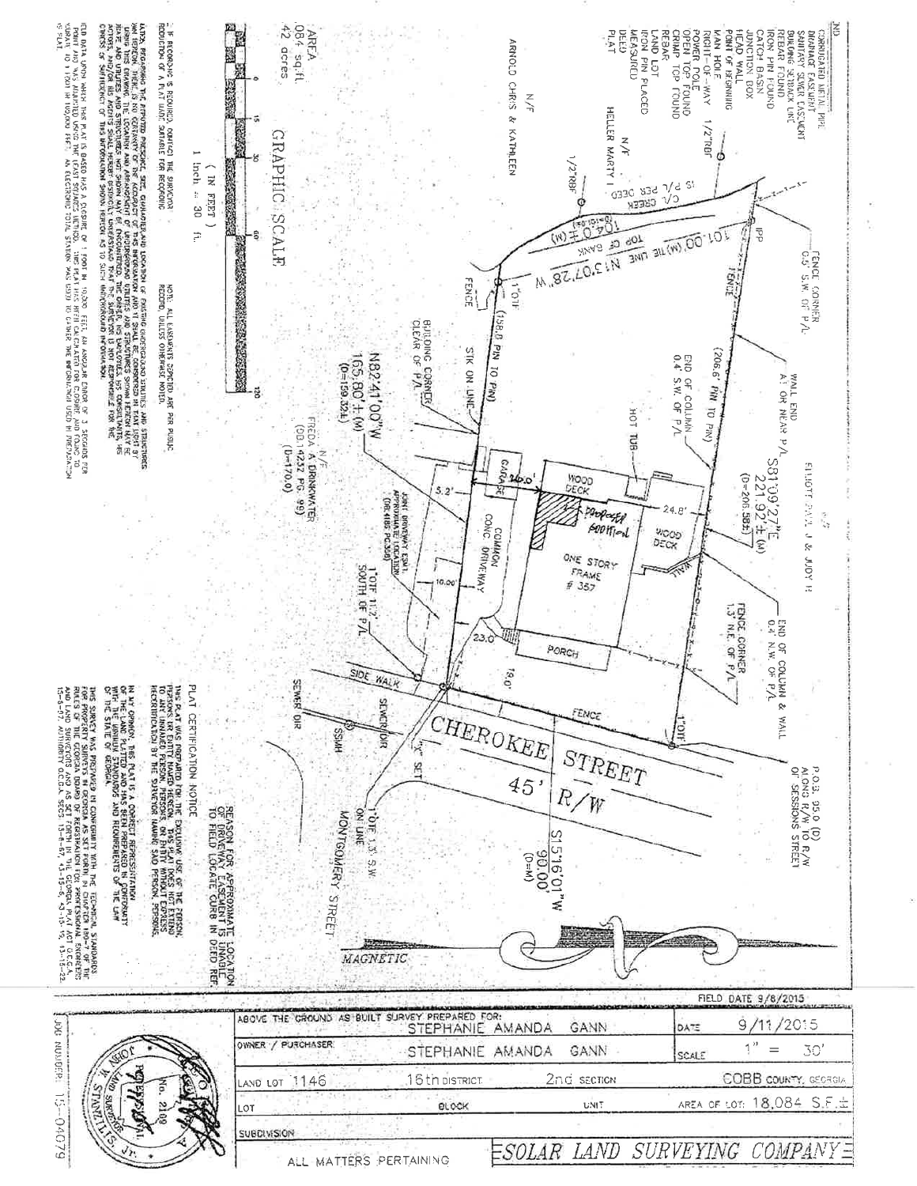## LEGEND

- CORRUGATED METAL PIPE
- DRAINAGE EASEMENT
- SANITARY SEWER EASEMENT
- BUILDING SETBACK LINE
- REBAR FOUND
- IRON PIN FOUND
- CATCH BASIN
- JUNCTION BOX
- HEAD WALL
- POINT OF BEGINNING
- MAN HOLE
- RIGHT-OF-WAY
- POWER POLE
- OPEN TOP FOUND
- CRIMP TOP FOUND
- REBAR
- LAND LOT
- IRON PIN PLACED
- MEASURED
- DEED
- PLAT

N/F ARNOLD CHRIS & KATHLEEN

N/F HELLER MARTY I

1/2"RBF

1/2"RBF

C/L CREEK IS P/L PER DEED

104.0'±(M) (D=101.0)

TOP OF BANK

101.00'(M) TIE LINE N13°07'28"W

IPP

FENCE CORNER 0.5' S.W. OF P/L

FENCE

1"OTF

FENCE

(158.8 PIN TO PIN)

BUILDING CORNER CLEAR OF P/L

STK ON LINE

N82°41'00"W 165.80'±(M) (D=159.32±)

N/F FREDA A DRINKWATER (DB 14232 PG 99) (D=170.0)

(206.6' PIN TO PIN)

END OF COLUMN 0.4' S.W. OF P/L

WALL END AT OR NEAR P/L

HOT TUB

N/F ELLIOTT PAUL J & JUDY H

S81°09'27"E 221.92'±(M) (D=206.58±)

WOOD DECK

GARAGE

26.0'

5.2'

PROPOSED ADDITION

24.8'

WOOD DECK

WALL

ONE STORY FRAME # 357

JOINT DRIVEWAY ESMT. APPROXIMATE LOCATION (DB.4185 PG.316)

COMMON CONC. DRIVEWAY

10.00'

1"OTF 11.2' SOUTH OF P/L

23.0'

PORCH

19.0'

FENCE CORNER 1.3' N.E. OF P/L

END OF COLUMN & WALL 0.4' N.W. OF P/L

1"OTF

FENCE

SIDE WALK

SEWER DIR

SEWER DIR

SSMH

"X" SET

CHEROKEE STREET 45' R/W

P.O.B. 95.0 (D) ALONG R/W TO R/W OF SESSIONS STREET

S15°16'01"W 90.00' (D=M)

1"OTF 1.3' S.W. ON LINE

MONTGOMERY STREET

MAGNETIC

REASON FOR APPROXIMATE LOCATION OF DRIVEWAY EASEMENT IS UNABLE TO FIELD LOCATE CURB IN DEED REF.

AREA 18,084 sq.ft. 0.42 acres

GRAPHIC SCALE

0 15 30 60 120

( IN FEET )
1 inch = 30 ft.

IF RECORDING IS REQUIRED, CONTACT THE SURVEYOR FOR PRODUCTION OF A PLAT MADE SUITABLE FOR RECORDING.

NOTE: ALL EASEMENTS DEPICTED ARE PER PUBLIC RECORD, UNLESS OTHERWISE NOTED.

UTILITY: REGARDING THE APPARENT PRESENCE, SIZE, CHARACTER AND LOCATION OF EXISTING UNDERGROUND UTILITIES AND STRUCTURES MAY BE SHOWN HEREON. THERE IS NO CERTAINTY OF THE ACCURACY OF THIS INFORMATION AND IT SHALL BE CONSIDERED IN THAT LIGHT BY THOSE USING THIS DRAWING. THE LOCATION AND ARRANGEMENT OF UNDERGROUND UTILITIES AND STRUCTURES SHOWN HEREON MAY BE INACCURATE AND UTILITIES AND STRUCTURES NOT SHOWN MAY BE ENCOUNTERED. THE OWNER, HIS EMPLOYEES, HIS CONSULTANTS, HIS CONTRACTORS, AND/OR HIS AGENTS SHALL HEREBY DISTINCTLY UNDERSTAND THAT THE SURVEYOR IS NOT RESPONSIBLE FOR THE CORRECTNESS OR SUFFICIENCY OF THIS INFORMATION SHOWN HEREON AS TO SUCH UNDERGROUND INFORMATION.

FIELD DATA UPON WHICH THIS PLAT IS BASED HAS A CLOSURE OF 1 POINT IN 10,000 FEET, AN ANGULAR ERROR OF 3 SECONDS PER POINT AND WAS ADJUSTED USING THE LEAST SQUARES METHOD. THIS PLAT HAS BEEN CALCULATED FOR CLOSURE AND FOUND TO BE ACCURATE TO 1 FOOT IN 100,000 FEET. AN ELECTRONIC TOTAL STATION WAS USED TO OBTAIN THE INFORMATION USED IN PREPARATION OF THIS PLAT.

### PLAT CERTIFICATION NOTICE

THIS PLAT WAS PREPARED FOR THE EXCLUSIVE USE OF THE PERSON, PERSONS OR ENTITY NAMED HEREON. THIS PLAT DOES NOT EXTEND TO ANY UNNAMED PERSON, PERSONS, OR ENTITY WITHOUT EXPRESS RECERTIFICATION BY THE SURVEYOR NAMING SAID PERSON, PERSONS, OR ENTITY.

IN MY OPINION, THIS PLAT IS A CORRECT REPRESENTATION OF THE LAND PLATTED AND HAS BEEN PREPARED IN CONFORMITY WITH THE MINIMUM STANDARDS AND REQUIREMENTS OF THE LAW OF THE STATE OF GEORGIA.

THIS SURVEY WAS PREPARED IN CONFORMITY WITH THE TECHNICAL STANDARDS FOR PROPERTY SURVEYS IN GEORGIA AS SET FORTH IN CHAPTER 180-7 OF THE RULES OF THE GEORGIA BOARD OF REGISTRATION FOR PROFESSIONAL ENGINEERS AND LAND SURVEYORS AND AS SET FORTH IN THE GEORGIA PLAT ACT O.C.G.A. 15-6-67. AUTHORITY O.C.G.A. SECS 15-6-67, 43-15-6, 43-15-19, 43-15-22.

FIELD DATE 9/8/2015

| | | | |
|---|---|---|---|
| ABOVE THE GROUND AS BUILT SURVEY PREPARED FOR: STEPHANIE AMANDA GANN | | | DATE 9/11/2015 |
| OWNER / PURCHASER: STEPHANIE AMANDA GANN | | | SCALE 1" = 30' |
| LAND LOT 1146 | 16th DISTRICT | 2nd SECTION | COBB COUNTY, GEORGIA |
| LOT | BLOCK | UNIT | AREA OF LOT: 18,084 S.F.± |
| SUBDIVISION | | | |
| ALL MATTERS PERTAINING | | *SOLAR LAND SURVEYING COMPANY* | |

JOHN W. STANFILL, JR. No. 2109 REGISTERED PROFESSIONAL LAND SURVEYOR GEORGIA

JOB NUMBER: 15-04079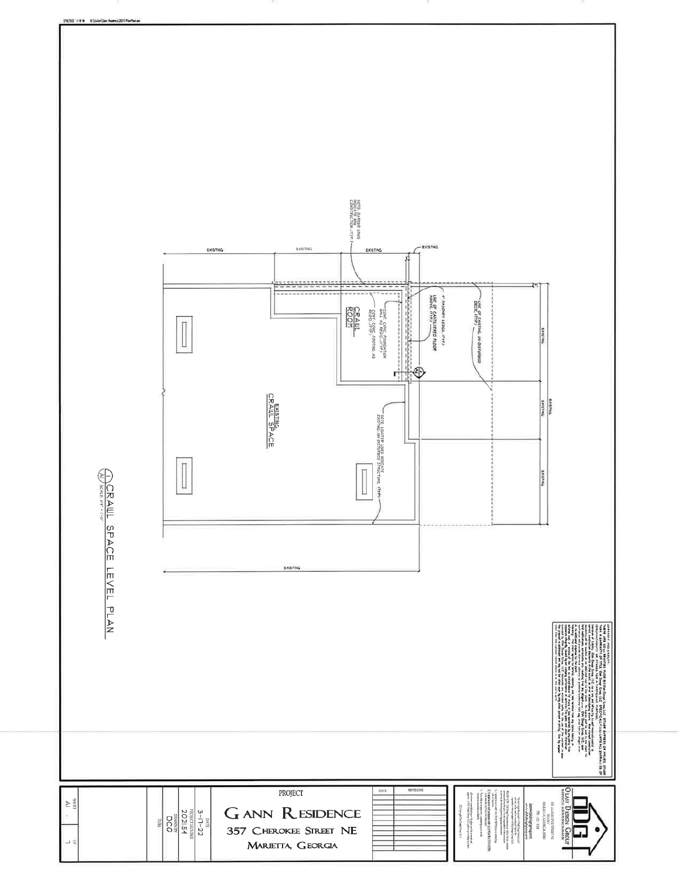NOTE: DARKER LINES INDICATE NEW CONSTRUCTION (TYP.)

EXISTING

EXISTING

EXISTING

EXISTING

LINE OF EXISTING, UN-DISTURBED DECK (TYP.)

4" MASONRY LEDGE (TYP.)

LINE OF CANTILEVERED FLOOR ABOVE (TYP.)

CONT. CONC. FOUNDATION WALL AS REQ'D (TYP.)

CONT. CONC. FOOTING AS REQ'D (TYP.)

CRAWL ROOM

EXISTING CRAWL SPACE

NOTE: LIGHTER LINES INDICATE EXISTING UN-DISTURBED STRUCTURE (TYP.)

EXISTING

EXISTING

EXISTING

EXISTING

EXISTING

## CRAWL SPACE LEVEL PLAN

1 / A1 SCALE: 1/4" = 1'-0"

**OLAH DESIGN GROUP**

RESIDENTIAL ARCHITECTURE

PROJECT

# GANN RESIDENCE

357 CHEROKEE STREET NE

MARIETTA, GEORGIA

| DATE | REVISIONS |
|---|---|
| | |

DATE: 3-11-22

PROJECT NUMBER: 202154

DRAWN BY: DCO

SHEET: A1 OF 1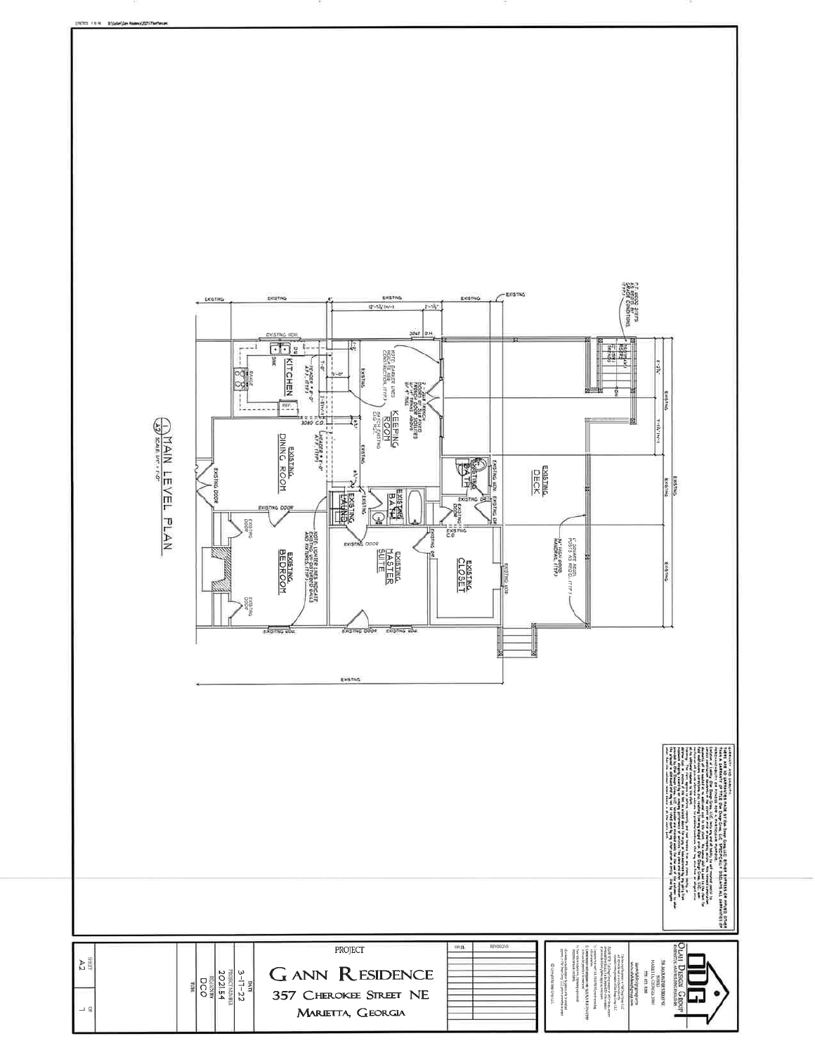EXISTING

KITCHEN

KEEPING ROOM

EXISTING DINING ROOM

EXISTING DECK

EXISTING BATH

EXISTING LAUND.

EXISTING MASTER SUITE

EXISTING CLOSET

EXISTING BEDROOM

NOTE: DARKER LINES INDICATE NEW CONSTRUCTION (TYP.)

NOTE: LIGHTER LINES INDICATE EXISTING WALLS, FINISHES, AND FIXTURES (TYP.)

## 1 MAIN LEVEL PLAN

A2 SCALE: 1/4" = 1'-0"

| PROJECT |
|---|
| GANN RESIDENCE |
| 357 CHEROKEE STREET NE |
| MARIETTA, GEORGIA |

| DATE | 3-17-22 |
|---|---|
| PROJECT NUMBER | 202154 |
| DRAWN BY | DCO |

SHEET A2 OF 1

OLAMI DESIGN GROUP

ODG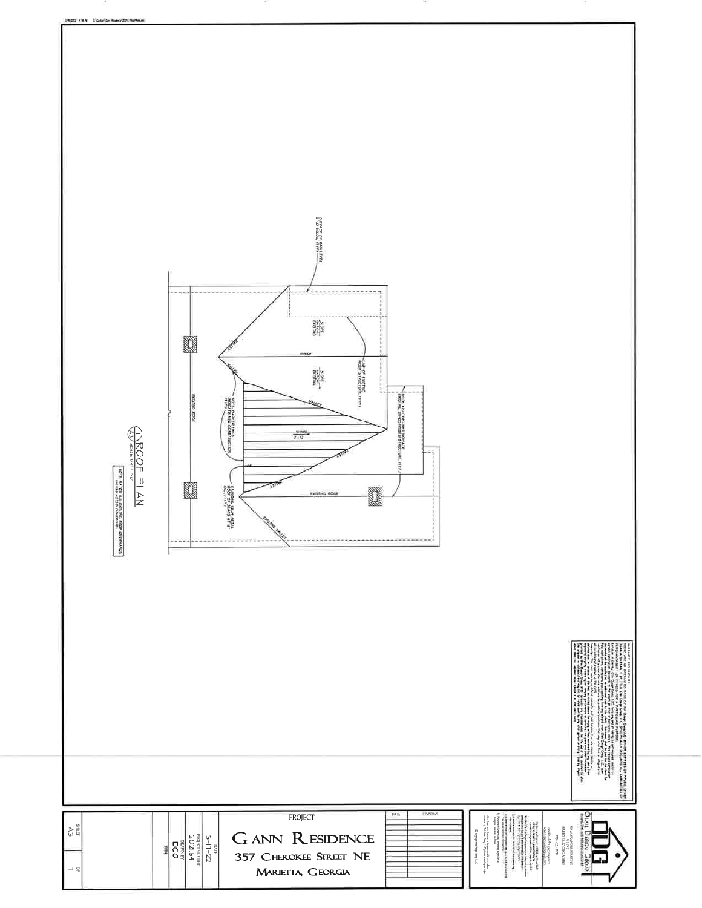## ROOF PLAN

1/A3 SCALE: 1/4" = 1'-0"

NOTE: MATCH ALL EXISTING ROOF OVERHANGS UNLESS NOTED OTHERWISE

OUTLINE OF MAIN LEVEL STUD BELOW (TYP.)

SLOPE MATCH EXISTING

RIDGE

SLOPE MATCH EXISTING

LINE OF EXISTING ROOF STRUCTURE (TYP.)

NOTE: LIGHTER LINES INDICATE EXISTING, OR EXISTING STRUCTURE (TYP.)

VALLEY

SLOPE 2:12

HIP

VALLEY

EXISTING RIDGE

NOTE: DARKER LINES INDICATE NEW CONSTRUCTION (TYP.)

STANDING SEAM METAL ROOF W/ SEAMS AT 12" O.C. (TYP.)

EXISTING VALLEY

EXISTING RIDGE

PROJECT

# GANN RESIDENCE

357 CHEROKEE STREET NE

MARIETTA, GEORGIA

| DATE | REVISIONS |
| --- | --- |
| | |

DATE: 3-17-22

PROJECT NUMBER: 202154

DRAWN BY: DCO

SHEET A3 OF 1

OLAH DESIGN GROUP

RESIDENTIAL AND REMODELING DESIGN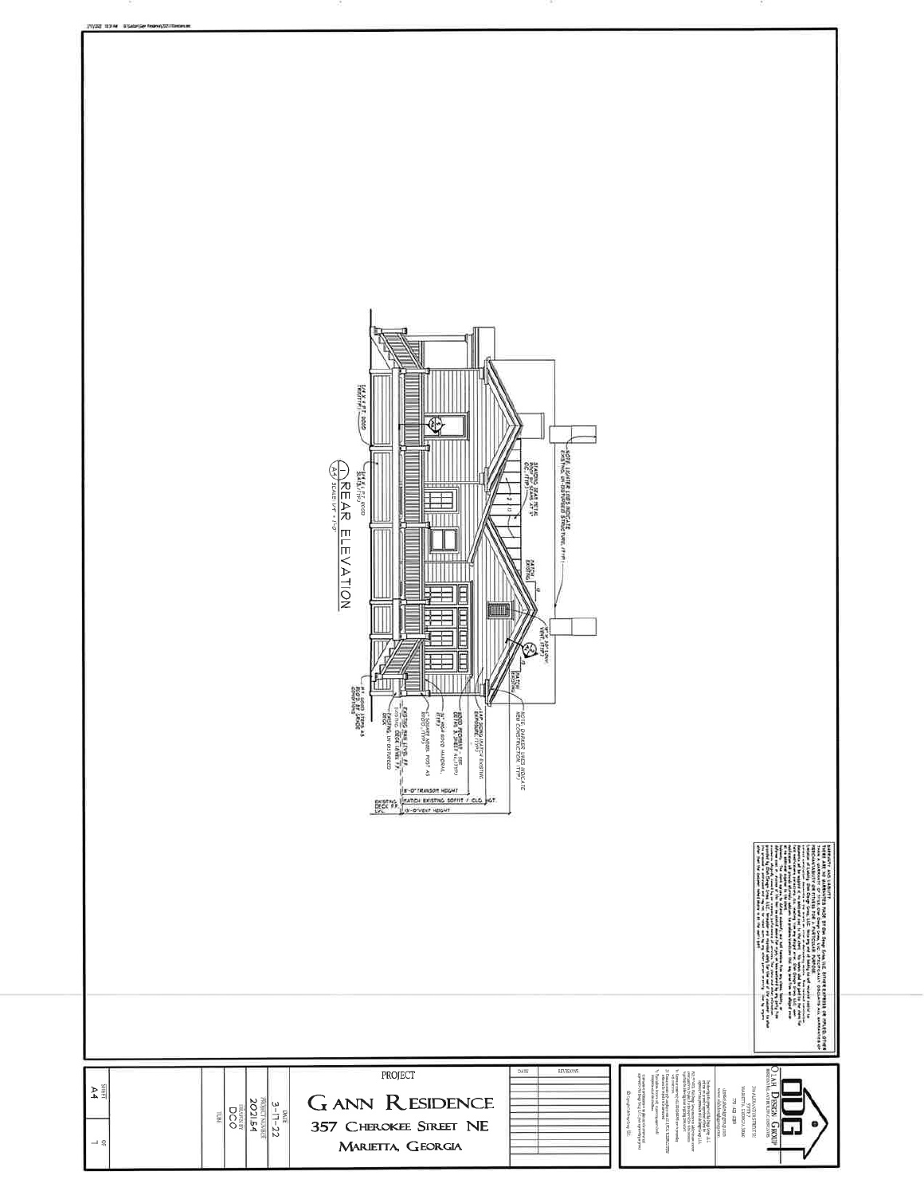NOTE: LIGHTER LINES INDICATE EXISTING, UN-DISTURBED STRUCTURE (TYP.)

STANDING SEAM METAL ROOF (TYP.)

MATCH EXISTING

MATCH EXISTING

NOTE: DARKER LINES INDICATE NEW CONSTRUCTION (TYP.)

LAP SIDING (MATCH EXISTING EXPOSURE) (TYP.)

WOOD PEDIMENT - SEE DETAIL

4" SQUARE WOOD POST AS REQ'D. (TYP.)

EXISTING MAIN LEVEL F.F.

EXISTING DECK LEVEL F.F.

EXISTING UN-DISTURBED DECK

8'-0" TRANSOM HEIGHT

MATCH EXISTING SOFFIT / CLG. HGT.

EXISTING DECK F.F. LVL.

10'-0" VENT HEIGHT

## 1 REAR ELEVATION
A4 SCALE: 1/4" = 1'-0"

WARRANTY AND LIABILITY

PROJECT

# GANN RESIDENCE

357 CHEROKEE STREET NE

MARIETTA, GEORGIA

| DATE | REVISIONS |
| --- | --- |
| | |

DATE: 3-17-22

PROJECT NUMBER: 202154

DRAWN BY: DCO

TITLE

SHEET: A4 OF 1

OLAH DESIGN GROUP

RESIDENTIAL ARCHITECTURAL CONSULTANTS

© Copyright Olah Design Group, LLC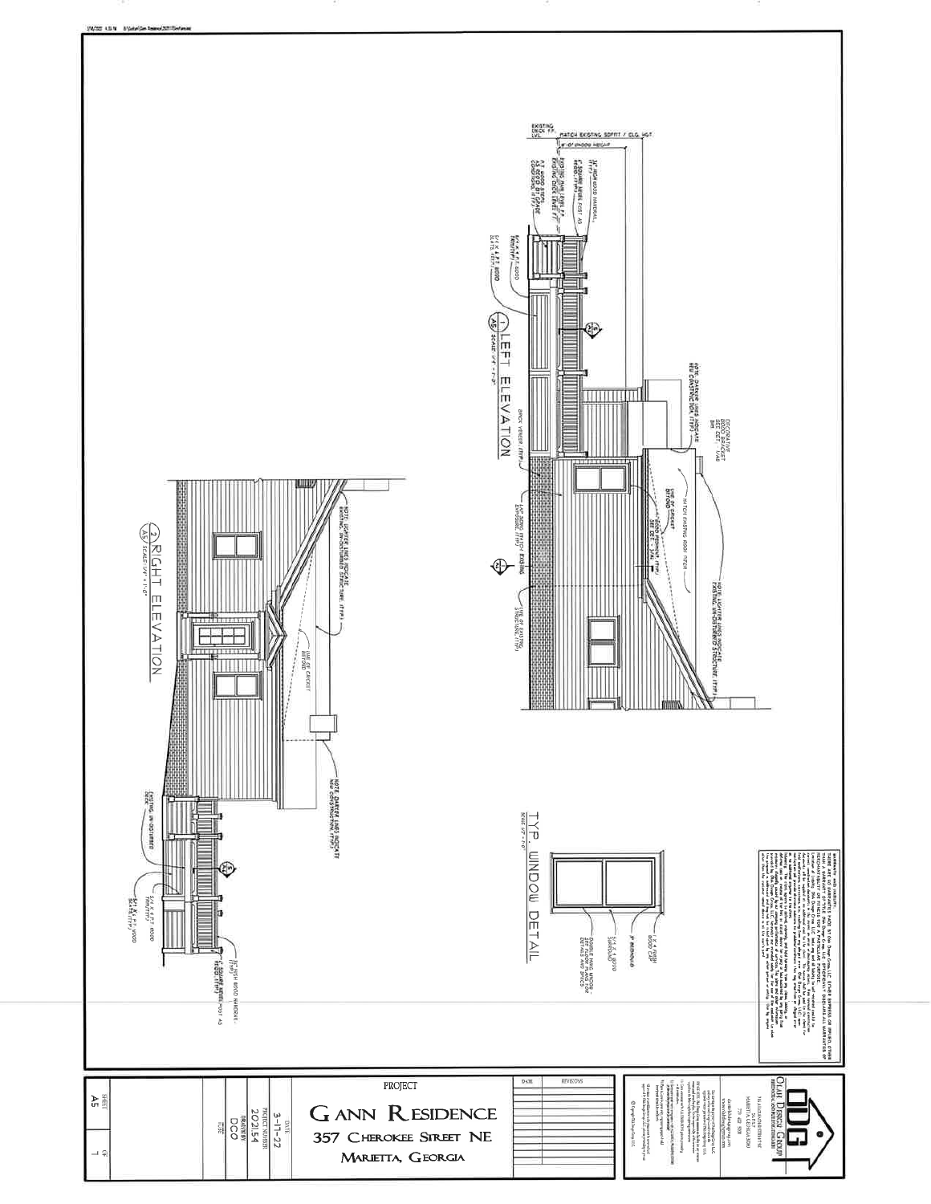## LEFT ELEVATION

1 / A5 SCALE: 1/4" = 1'-0"

- EXISTING DECK F.F. LVL.
- MATCH EXISTING SOFFIT / CLG. HGT.
- 8'-0" WINDOW HEIGHT
- 36" HIGH WOOD HANDRAIL (TYP.)
- 6" SQUARE NEWEL POST AS REQ'D (TYP.)
- EXISTING MAIN LEVEL F.F.
- EXISTING DECK LEVEL F.F.
- P.T. WOOD STEPS AS REQ'D BY GRADE CONDITIONS (TYP.)
- 5/4 X 4 P.T. WOOD TREADS (TYP.)
- 5/4 X 4 P.T. WOOD SLATS (TYP.)
- NOTE: DARKER LINES INDICATE NEW CONSTRUCTION (TYP.)
- DECORATIVE WOOD BRACKET SEE DET. - 1/A6
- MATCH EXISTING ROOF PITCH
- LINE OF CRICKET BEYOND
- WOOD PEDIMENT (TYP.) SEE DET. - 3/A6
- NOTE: LIGHTER LINES INDICATE EXISTING, UN-DISTURBED STRUCTURE (TYP.)
- BRICK VENEER (TYP.)
- LAP SIDING (MATCH EXISTING EXPOSURE) (TYP.)
- LINE OF EXISTING STRUCTURE (TYP.)

## RIGHT ELEVATION

2 / A5 SCALE: 1/4" = 1'-0"

- NOTE: LIGHTER LINES INDICATE EXISTING, UN-DISTURBED STRUCTURE (TYP.)
- LINE OF CRICKET BEYOND
- NOTE: DARKER LINES INDICATE NEW CONSTRUCTION (TYP.)
- EXISTING UN-DISTURBED DECK
- 5/4 X 4 P.T. WOOD TREADS (TYP.)
- 5/4 X 4 P.T. WOOD SLATS (TYP.)
- 36" HIGH WOOD HANDRAIL (TYP.)
- 6" SQUARE NEWEL POST AS REQ'D (TYP.)

## TYP. WINDOW DETAIL

SCALE: 1/2" = 1'-0"

- 1 X 4 FINISH WOOD CAP
- 3" BEDMOLD
- 5/4 X 4 WOOD SURROUND
- DOUBLE HUNG WINDOW SEE FLOOR PLANS FOR DETAILS AND SPECS

---

**OLAH DESIGN GROUP** — RESIDENTIAL AND BUILDING CONSULTANTS

| REVISIONS | DATE |
| --- | --- |
| | |

PROJECT

**GANN RESIDENCE**
357 CHEROKEE STREET NE
MARIETTA, GEORGIA

| | |
| --- | --- |
| DATE | 3-11-22 |
| PROJECT NUMBER | 202154 |
| DRAWN BY | DCO |
| FILE | |

SHEET A5 OF 7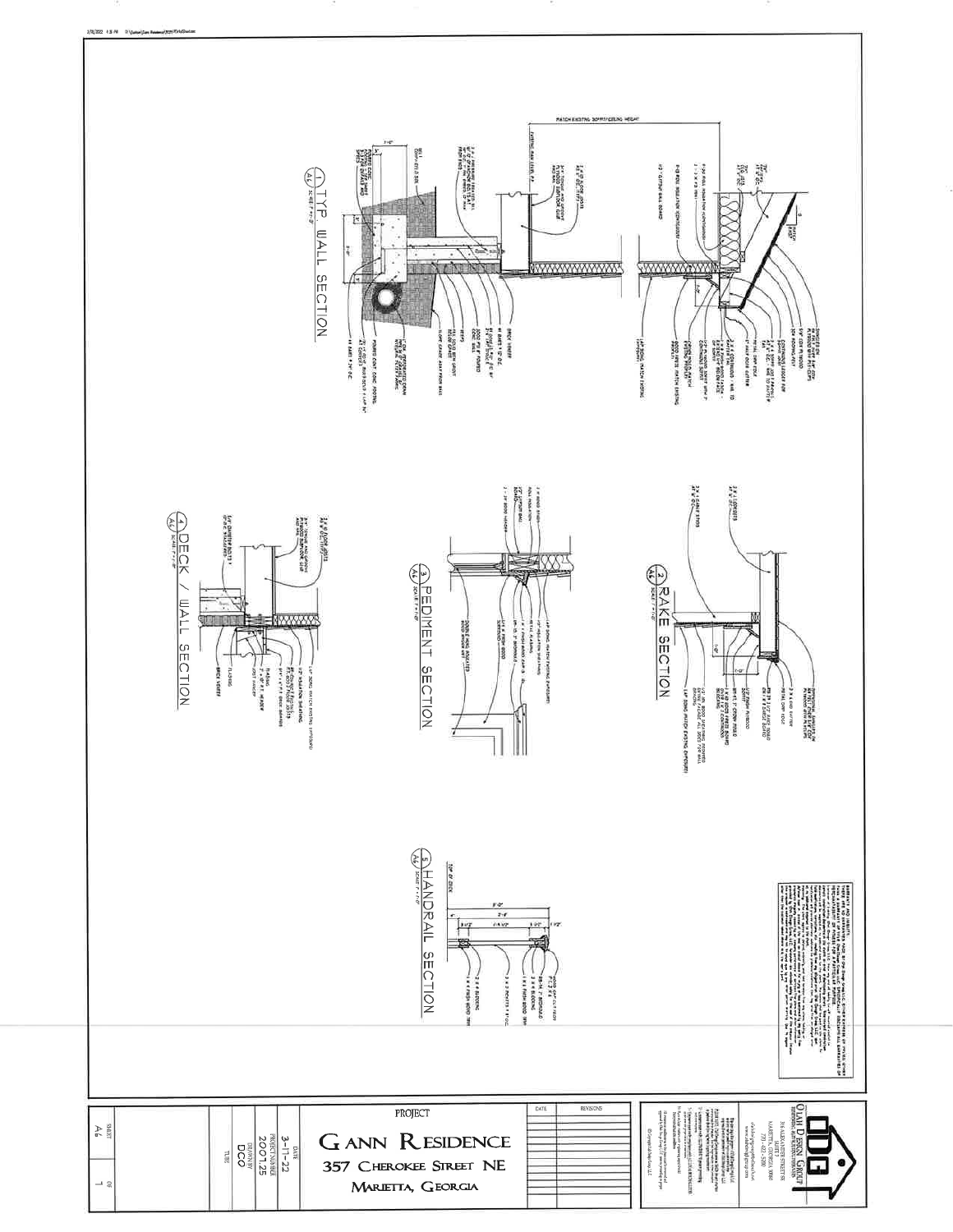1 TYP. WALL SECTION
A6 SCALE: 1" = 1'-0"

2 RAKE SECTION
A6 SCALE: 1" = 1'-0"

3 PEDIMENT SECTION
A6 SCALE: 1" = 1'-0"

4 DECK / WALL SECTION
A6 SCALE: 1" = 1'-0"

5 HANDRAIL SECTION
A6 SCALE: 1" = 1'-0"

PATCH EXISTING SOFFIT/CEILING HEIGHT

TOP OF DECK

PROJECT

GANN RESIDENCE

357 CHEROKEE STREET NE

MARIETTA, GEORGIA

DATE 3-17-22

PROJECT NUMBER 200125

DRAWN BY DCO

TITLE

SHEET A6 OF 7

ODG

OTAIR DESIGN GROUP

MARIETTA, GEORGIA

DATE | REVISIONS